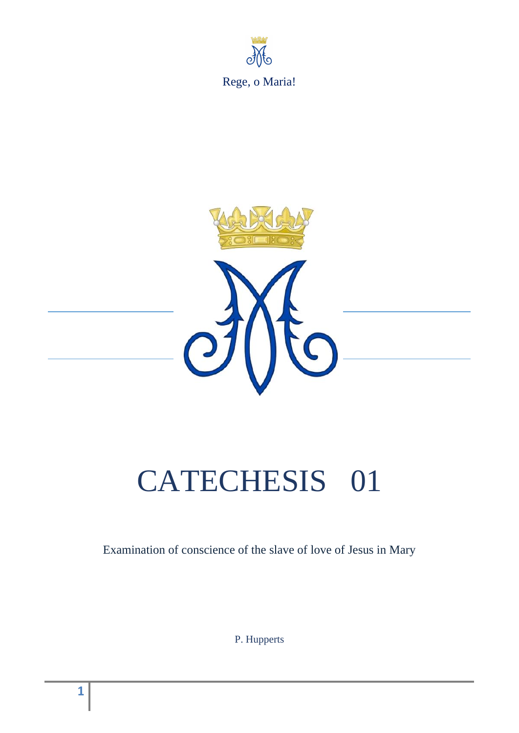Rege, o Maria!

# CATECHESIS 01

Examination of conscience of the slave of love of Jesus in Mary

P. Hupperts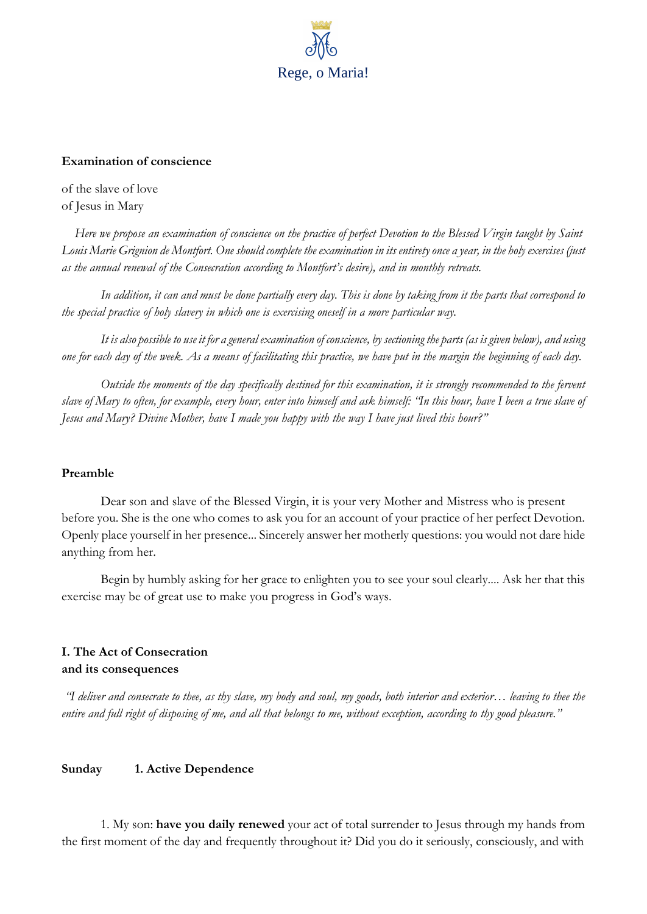Rege, o Maria!

**Examination of conscience**

of the slave of love
of Jesus in Mary

*Here we propose an examination of conscience on the practice of perfect Devotion to the Blessed Virgin taught by Saint Louis Marie Grignion de Montfort. One should complete the examination in its entirety once a year, in the holy exercises (just as the annual renewal of the Consecration according to Montfort's desire), and in monthly retreats.*

*In addition, it can and must be done partially every day. This is done by taking from it the parts that correspond to the special practice of holy slavery in which one is exercising oneself in a more particular way.*

*It is also possible to use it for a general examination of conscience, by sectioning the parts (as is given below), and using one for each day of the week. As a means of facilitating this practice, we have put in the margin the beginning of each day.*

*Outside the moments of the day specifically destined for this examination, it is strongly recommended to the fervent slave of Mary to often, for example, every hour, enter into himself and ask himself: "In this hour, have I been a true slave of Jesus and Mary? Divine Mother, have I made you happy with the way I have just lived this hour?"*

**Preamble**

Dear son and slave of the Blessed Virgin, it is your very Mother and Mistress who is present before you. She is the one who comes to ask you for an account of your practice of her perfect Devotion. Openly place yourself in her presence... Sincerely answer her motherly questions: you would not dare hide anything from her.

Begin by humbly asking for her grace to enlighten you to see your soul clearly.... Ask her that this exercise may be of great use to make you progress in God's ways.

**I. The Act of Consecration and its consequences**

*"I deliver and consecrate to thee, as thy slave, my body and soul, my goods, both interior and exterior… leaving to thee the entire and full right of disposing of me, and all that belongs to me, without exception, according to thy good pleasure."*

**Sunday** **1. Active Dependence**

1. My son: **have you daily renewed** your act of total surrender to Jesus through my hands from the first moment of the day and frequently throughout it? Did you do it seriously, consciously, and with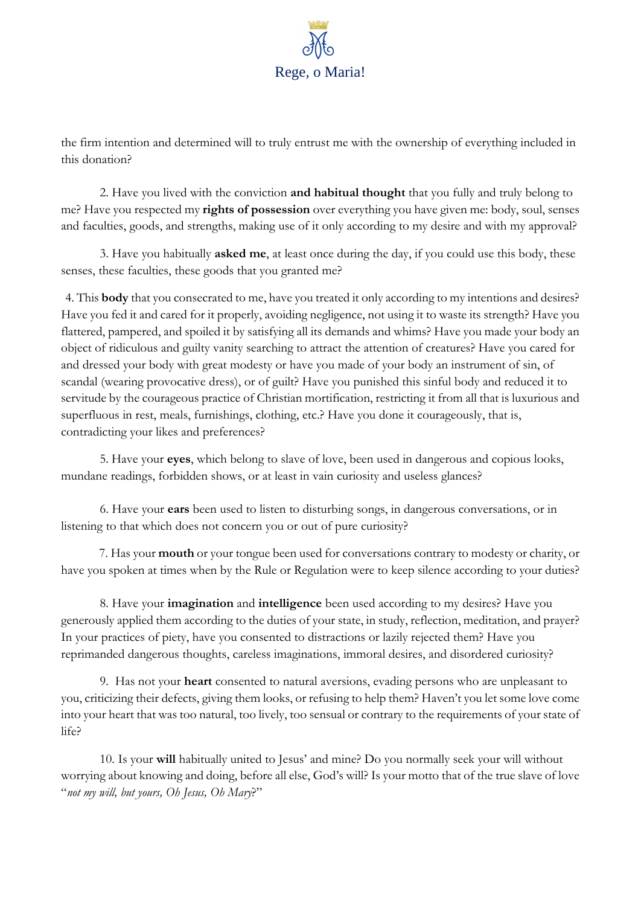the firm intention and determined will to truly entrust me with the ownership of everything included in this donation?

2. Have you lived with the conviction **and habitual thought** that you fully and truly belong to me? Have you respected my **rights of possession** over everything you have given me: body, soul, senses and faculties, goods, and strengths, making use of it only according to my desire and with my approval?

3. Have you habitually **asked me**, at least once during the day, if you could use this body, these senses, these faculties, these goods that you granted me?

4. This **body** that you consecrated to me, have you treated it only according to my intentions and desires? Have you fed it and cared for it properly, avoiding negligence, not using it to waste its strength? Have you flattered, pampered, and spoiled it by satisfying all its demands and whims? Have you made your body an object of ridiculous and guilty vanity searching to attract the attention of creatures? Have you cared for and dressed your body with great modesty or have you made of your body an instrument of sin, of scandal (wearing provocative dress), or of guilt? Have you punished this sinful body and reduced it to servitude by the courageous practice of Christian mortification, restricting it from all that is luxurious and superfluous in rest, meals, furnishings, clothing, etc.? Have you done it courageously, that is, contradicting your likes and preferences?

5. Have your **eyes**, which belong to slave of love, been used in dangerous and copious looks, mundane readings, forbidden shows, or at least in vain curiosity and useless glances?

6. Have your **ears** been used to listen to disturbing songs, in dangerous conversations, or in listening to that which does not concern you or out of pure curiosity?

7. Has your **mouth** or your tongue been used for conversations contrary to modesty or charity, or have you spoken at times when by the Rule or Regulation were to keep silence according to your duties?

8. Have your **imagination** and **intelligence** been used according to my desires? Have you generously applied them according to the duties of your state, in study, reflection, meditation, and prayer? In your practices of piety, have you consented to distractions or lazily rejected them? Have you reprimanded dangerous thoughts, careless imaginations, immoral desires, and disordered curiosity?

9. Has not your **heart** consented to natural aversions, evading persons who are unpleasant to you, criticizing their defects, giving them looks, or refusing to help them? Haven't you let some love come into your heart that was too natural, too lively, too sensual or contrary to the requirements of your state of life?

10. Is your **will** habitually united to Jesus' and mine? Do you normally seek your will without worrying about knowing and doing, before all else, God's will? Is your motto that of the true slave of love "*not my will, but yours, Oh Jesus, Oh Mary*?"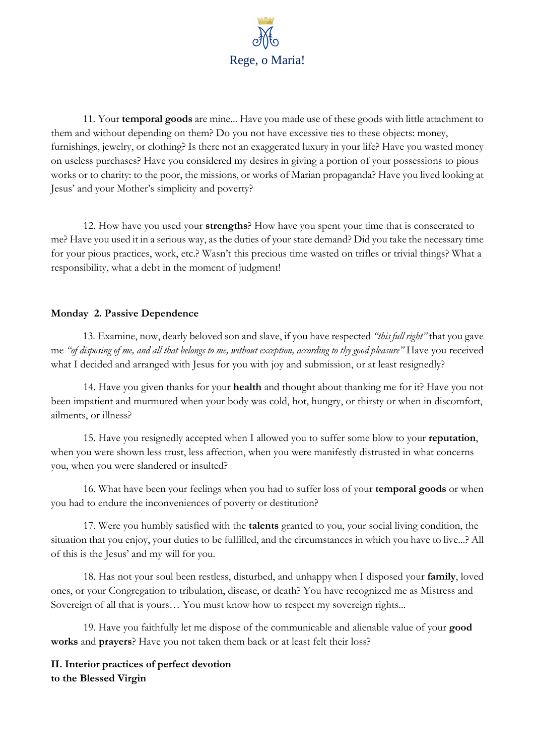11. Your **temporal goods** are mine... Have you made use of these goods with little attachment to them and without depending on them? Do you not have excessive ties to these objects: money, furnishings, jewelry, or clothing? Is there not an exaggerated luxury in your life? Have you wasted money on useless purchases? Have you considered my desires in giving a portion of your possessions to pious works or to charity: to the poor, the missions, or works of Marian propaganda? Have you lived looking at Jesus' and your Mother's simplicity and poverty?

12. How have you used your **strengths**? How have you spent your time that is consecrated to me? Have you used it in a serious way, as the duties of your state demand? Did you take the necessary time for your pious practices, work, etc.? Wasn't this precious time wasted on trifles or trivial things? What a responsibility, what a debt in the moment of judgment!

**Monday 2. Passive Dependence**

13. Examine, now, dearly beloved son and slave, if you have respected *"this full right"* that you gave me *"of disposing of me, and all that belongs to me, without exception, according to thy good pleasure"* Have you received what I decided and arranged with Jesus for you with joy and submission, or at least resignedly?

14. Have you given thanks for your **health** and thought about thanking me for it? Have you not been impatient and murmured when your body was cold, hot, hungry, or thirsty or when in discomfort, ailments, or illness?

15. Have you resignedly accepted when I allowed you to suffer some blow to your **reputation**, when you were shown less trust, less affection, when you were manifestly distrusted in what concerns you, when you were slandered or insulted?

16. What have been your feelings when you had to suffer loss of your **temporal goods** or when you had to endure the inconveniences of poverty or destitution?

17. Were you humbly satisfied with the **talents** granted to you, your social living condition, the situation that you enjoy, your duties to be fulfilled, and the circumstances in which you have to live...? All of this is the Jesus' and my will for you.

18. Has not your soul been restless, disturbed, and unhappy when I disposed your **family**, loved ones, or your Congregation to tribulation, disease, or death? You have recognized me as Mistress and Sovereign of all that is yours… You must know how to respect my sovereign rights...

19. Have you faithfully let me dispose of the communicable and alienable value of your **good works** and **prayers**? Have you not taken them back or at least felt their loss?

**II. Interior practices of perfect devotion to the Blessed Virgin**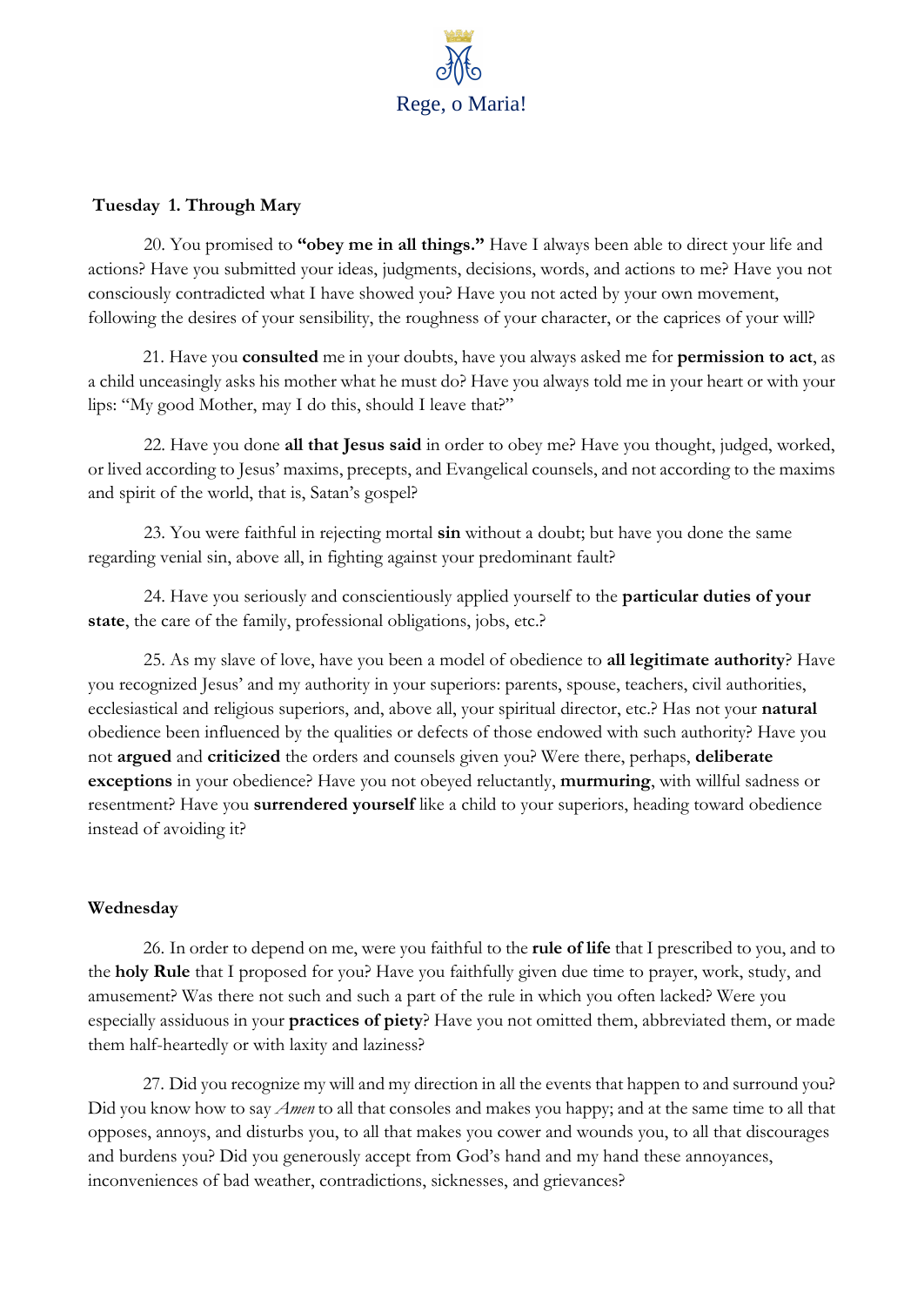**Tuesday 1. Through Mary**

20. You promised to **"obey me in all things."** Have I always been able to direct your life and actions? Have you submitted your ideas, judgments, decisions, words, and actions to me? Have you not consciously contradicted what I have showed you? Have you not acted by your own movement, following the desires of your sensibility, the roughness of your character, or the caprices of your will?

21. Have you **consulted** me in your doubts, have you always asked me for **permission to act**, as a child unceasingly asks his mother what he must do? Have you always told me in your heart or with your lips: "My good Mother, may I do this, should I leave that?"

22. Have you done **all that Jesus said** in order to obey me? Have you thought, judged, worked, or lived according to Jesus' maxims, precepts, and Evangelical counsels, and not according to the maxims and spirit of the world, that is, Satan's gospel?

23. You were faithful in rejecting mortal **sin** without a doubt; but have you done the same regarding venial sin, above all, in fighting against your predominant fault?

24. Have you seriously and conscientiously applied yourself to the **particular duties of your state**, the care of the family, professional obligations, jobs, etc.?

25. As my slave of love, have you been a model of obedience to **all legitimate authority**? Have you recognized Jesus' and my authority in your superiors: parents, spouse, teachers, civil authorities, ecclesiastical and religious superiors, and, above all, your spiritual director, etc.? Has not your **natural** obedience been influenced by the qualities or defects of those endowed with such authority? Have you not **argued** and **criticized** the orders and counsels given you? Were there, perhaps, **deliberate exceptions** in your obedience? Have you not obeyed reluctantly, **murmuring**, with willful sadness or resentment? Have you **surrendered yourself** like a child to your superiors, heading toward obedience instead of avoiding it?

**Wednesday**

26. In order to depend on me, were you faithful to the **rule of life** that I prescribed to you, and to the **holy Rule** that I proposed for you? Have you faithfully given due time to prayer, work, study, and amusement? Was there not such and such a part of the rule in which you often lacked? Were you especially assiduous in your **practices of piety**? Have you not omitted them, abbreviated them, or made them half-heartedly or with laxity and laziness?

27. Did you recognize my will and my direction in all the events that happen to and surround you? Did you know how to say *Amen* to all that consoles and makes you happy; and at the same time to all that opposes, annoys, and disturbs you, to all that makes you cower and wounds you, to all that discourages and burdens you? Did you generously accept from God's hand and my hand these annoyances, inconveniences of bad weather, contradictions, sicknesses, and grievances?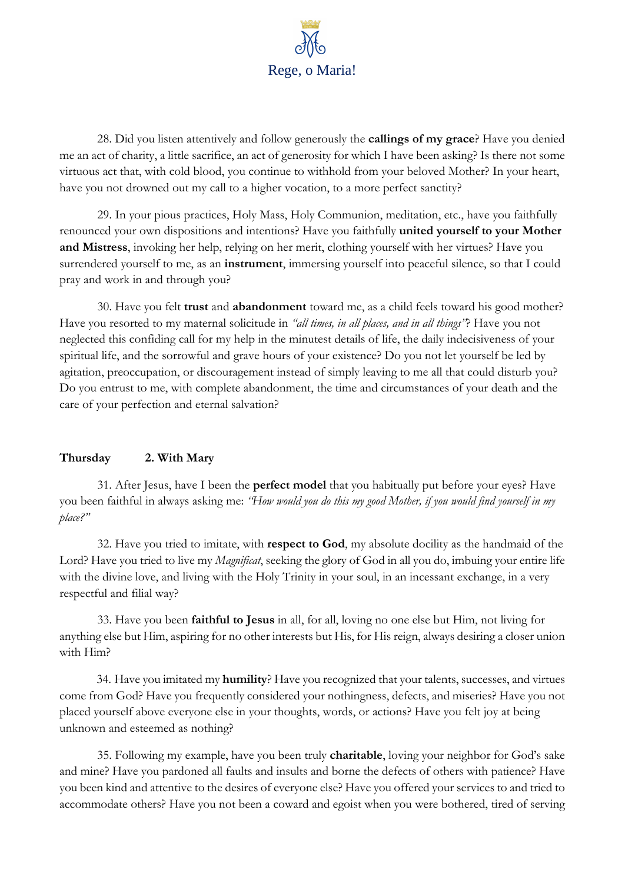28. Did you listen attentively and follow generously the **callings of my grace**? Have you denied me an act of charity, a little sacrifice, an act of generosity for which I have been asking? Is there not some virtuous act that, with cold blood, you continue to withhold from your beloved Mother? In your heart, have you not drowned out my call to a higher vocation, to a more perfect sanctity?

29. In your pious practices, Holy Mass, Holy Communion, meditation, etc., have you faithfully renounced your own dispositions and intentions? Have you faithfully **united yourself to your Mother and Mistress**, invoking her help, relying on her merit, clothing yourself with her virtues? Have you surrendered yourself to me, as an **instrument**, immersing yourself into peaceful silence, so that I could pray and work in and through you?

30. Have you felt **trust** and **abandonment** toward me, as a child feels toward his good mother? Have you resorted to my maternal solicitude in *"all times, in all places, and in all things"*? Have you not neglected this confiding call for my help in the minutest details of life, the daily indecisiveness of your spiritual life, and the sorrowful and grave hours of your existence? Do you not let yourself be led by agitation, preoccupation, or discouragement instead of simply leaving to me all that could disturb you? Do you entrust to me, with complete abandonment, the time and circumstances of your death and the care of your perfection and eternal salvation?

**Thursday 2. With Mary**

31. After Jesus, have I been the **perfect model** that you habitually put before your eyes? Have you been faithful in always asking me: *"How would you do this my good Mother, if you would find yourself in my place?"*

32. Have you tried to imitate, with **respect to God**, my absolute docility as the handmaid of the Lord? Have you tried to live my *Magnificat*, seeking the glory of God in all you do, imbuing your entire life with the divine love, and living with the Holy Trinity in your soul, in an incessant exchange, in a very respectful and filial way?

33. Have you been **faithful to Jesus** in all, for all, loving no one else but Him, not living for anything else but Him, aspiring for no other interests but His, for His reign, always desiring a closer union with Him?

34. Have you imitated my **humility**? Have you recognized that your talents, successes, and virtues come from God? Have you frequently considered your nothingness, defects, and miseries? Have you not placed yourself above everyone else in your thoughts, words, or actions? Have you felt joy at being unknown and esteemed as nothing?

35. Following my example, have you been truly **charitable**, loving your neighbor for God's sake and mine? Have you pardoned all faults and insults and borne the defects of others with patience? Have you been kind and attentive to the desires of everyone else? Have you offered your services to and tried to accommodate others? Have you not been a coward and egoist when you were bothered, tired of serving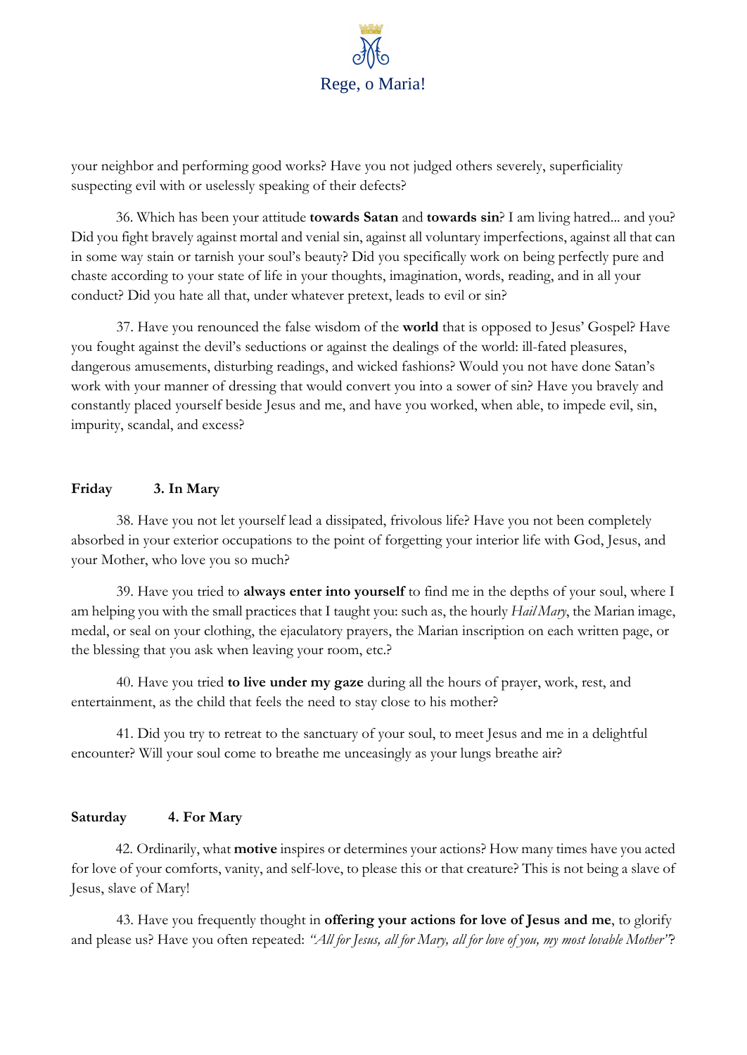your neighbor and performing good works? Have you not judged others severely, superficiality suspecting evil with or uselessly speaking of their defects?

36. Which has been your attitude **towards Satan** and **towards sin**? I am living hatred... and you? Did you fight bravely against mortal and venial sin, against all voluntary imperfections, against all that can in some way stain or tarnish your soul's beauty? Did you specifically work on being perfectly pure and chaste according to your state of life in your thoughts, imagination, words, reading, and in all your conduct? Did you hate all that, under whatever pretext, leads to evil or sin?

37. Have you renounced the false wisdom of the **world** that is opposed to Jesus' Gospel? Have you fought against the devil's seductions or against the dealings of the world: ill-fated pleasures, dangerous amusements, disturbing readings, and wicked fashions? Would you not have done Satan's work with your manner of dressing that would convert you into a sower of sin? Have you bravely and constantly placed yourself beside Jesus and me, and have you worked, when able, to impede evil, sin, impurity, scandal, and excess?

### Friday 3. In Mary

38. Have you not let yourself lead a dissipated, frivolous life? Have you not been completely absorbed in your exterior occupations to the point of forgetting your interior life with God, Jesus, and your Mother, who love you so much?

39. Have you tried to **always enter into yourself** to find me in the depths of your soul, where I am helping you with the small practices that I taught you: such as, the hourly *Hail Mary*, the Marian image, medal, or seal on your clothing, the ejaculatory prayers, the Marian inscription on each written page, or the blessing that you ask when leaving your room, etc.?

40. Have you tried **to live under my gaze** during all the hours of prayer, work, rest, and entertainment, as the child that feels the need to stay close to his mother?

41. Did you try to retreat to the sanctuary of your soul, to meet Jesus and me in a delightful encounter? Will your soul come to breathe me unceasingly as your lungs breathe air?

### Saturday 4. For Mary

42. Ordinarily, what **motive** inspires or determines your actions? How many times have you acted for love of your comforts, vanity, and self-love, to please this or that creature? This is not being a slave of Jesus, slave of Mary!

43. Have you frequently thought in **offering your actions for love of Jesus and me**, to glorify and please us? Have you often repeated: *"All for Jesus, all for Mary, all for love of you, my most lovable Mother"*?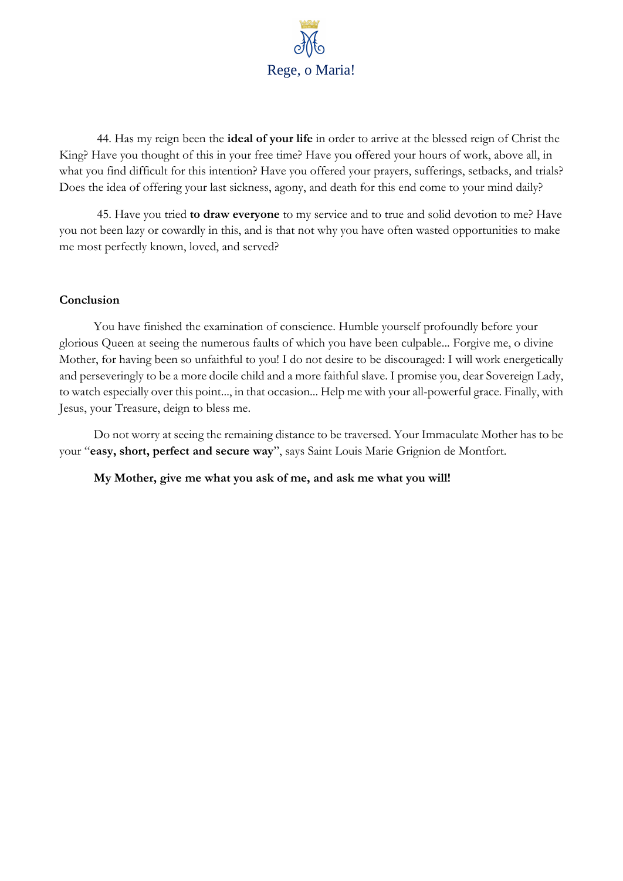44. Has my reign been the **ideal of your life** in order to arrive at the blessed reign of Christ the King? Have you thought of this in your free time? Have you offered your hours of work, above all, in what you find difficult for this intention? Have you offered your prayers, sufferings, setbacks, and trials? Does the idea of offering your last sickness, agony, and death for this end come to your mind daily?

45. Have you tried **to draw everyone** to my service and to true and solid devotion to me? Have you not been lazy or cowardly in this, and is that not why you have often wasted opportunities to make me most perfectly known, loved, and served?

**Conclusion**

You have finished the examination of conscience. Humble yourself profoundly before your glorious Queen at seeing the numerous faults of which you have been culpable... Forgive me, o divine Mother, for having been so unfaithful to you! I do not desire to be discouraged: I will work energetically and perseveringly to be a more docile child and a more faithful slave. I promise you, dear Sovereign Lady, to watch especially over this point..., in that occasion... Help me with your all-powerful grace. Finally, with Jesus, your Treasure, deign to bless me.

Do not worry at seeing the remaining distance to be traversed. Your Immaculate Mother has to be your "**easy, short, perfect and secure way**", says Saint Louis Marie Grignion de Montfort.

**My Mother, give me what you ask of me, and ask me what you will!**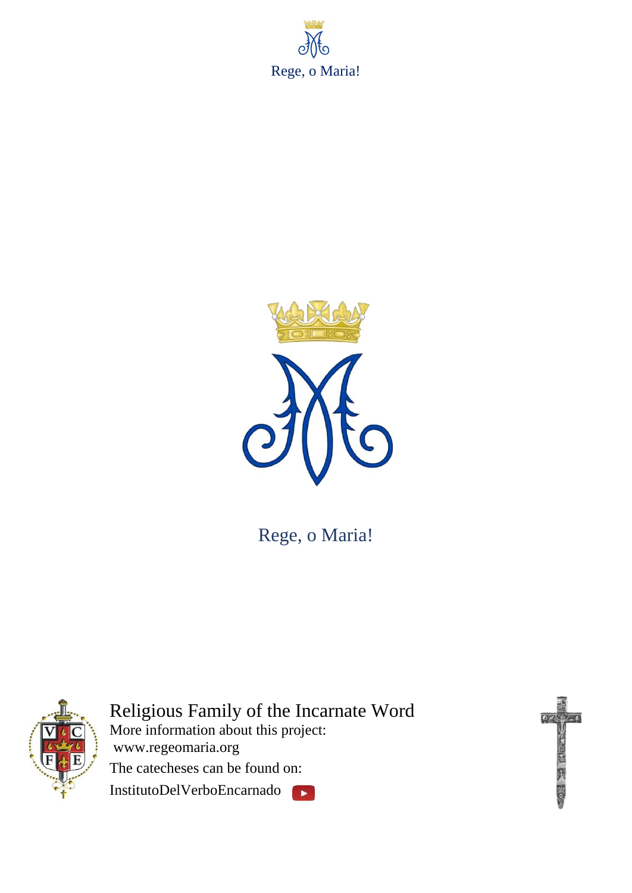Rege, o Maria!

Rege, o Maria!

Religious Family of the Incarnate Word

More information about this project:
www.regeomaria.org

The catecheses can be found on:
InstitutoDelVerboEncarnado